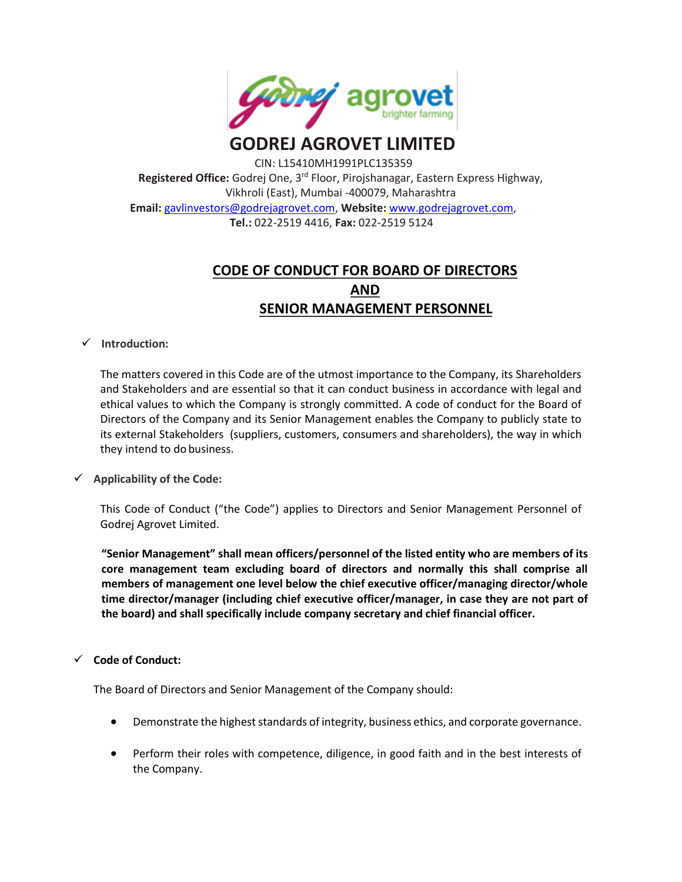# GODREJ AGROVET LIMITED

CIN: L15410MH1991PLC135359

**Registered Office:** Godrej One, 3rd Floor, Pirojshanagar, Eastern Express Highway, Vikhroli (East), Mumbai -400079, Maharashtra

**Email:** gavlinvestors@godrejagrovet.com, **Website:** www.godrejagrovet.com,

**Tel.:** 022-2519 4416, **Fax:** 022-2519 5124

## CODE OF CONDUCT FOR BOARD OF DIRECTORS AND SENIOR MANAGEMENT PERSONNEL

✓ **Introduction:**

The matters covered in this Code are of the utmost importance to the Company, its Shareholders and Stakeholders and are essential so that it can conduct business in accordance with legal and ethical values to which the Company is strongly committed. A code of conduct for the Board of Directors of the Company and its Senior Management enables the Company to publicly state to its external Stakeholders (suppliers, customers, consumers and shareholders), the way in which they intend to do business.

✓ **Applicability of the Code:**

This Code of Conduct ("the Code") applies to Directors and Senior Management Personnel of Godrej Agrovet Limited.

**"Senior Management" shall mean officers/personnel of the listed entity who are members of its core management team excluding board of directors and normally this shall comprise all members of management one level below the chief executive officer/managing director/whole time director/manager (including chief executive officer/manager, in case they are not part of the board) and shall specifically include company secretary and chief financial officer.**

✓ **Code of Conduct:**

The Board of Directors and Senior Management of the Company should:

- Demonstrate the highest standards of integrity, business ethics, and corporate governance.
- Perform their roles with competence, diligence, in good faith and in the best interests of the Company.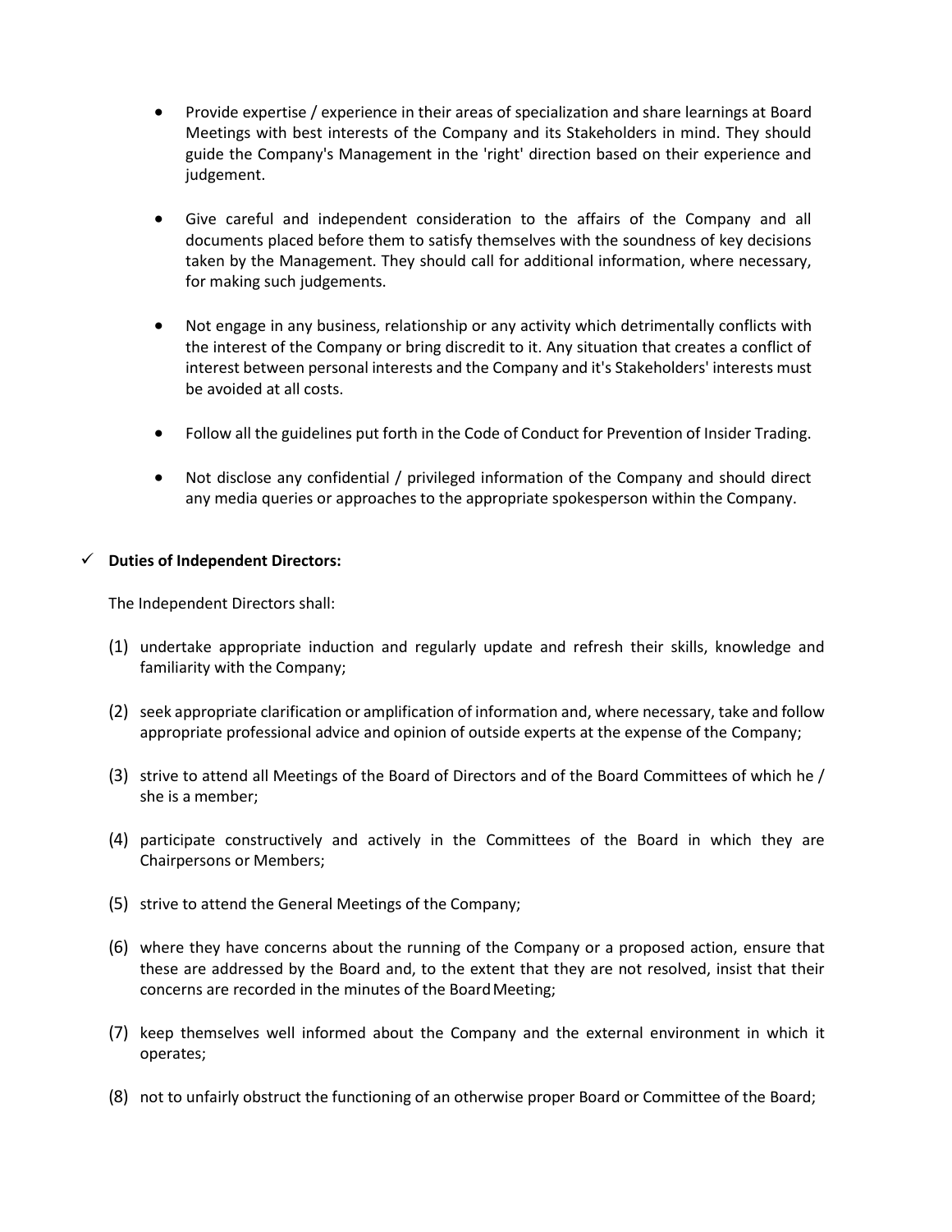- Provide expertise / experience in their areas of specialization and share learnings at Board Meetings with best interests of the Company and its Stakeholders in mind. They should guide the Company's Management in the 'right' direction based on their experience and judgement.

- Give careful and independent consideration to the affairs of the Company and all documents placed before them to satisfy themselves with the soundness of key decisions taken by the Management. They should call for additional information, where necessary, for making such judgements.

- Not engage in any business, relationship or any activity which detrimentally conflicts with the interest of the Company or bring discredit to it. Any situation that creates a conflict of interest between personal interests and the Company and it's Stakeholders' interests must be avoided at all costs.

- Follow all the guidelines put forth in the Code of Conduct for Prevention of Insider Trading.

- Not disclose any confidential / privileged information of the Company and should direct any media queries or approaches to the appropriate spokesperson within the Company.

✓ **Duties of Independent Directors:**

The Independent Directors shall:

(1) undertake appropriate induction and regularly update and refresh their skills, knowledge and familiarity with the Company;

(2) seek appropriate clarification or amplification of information and, where necessary, take and follow appropriate professional advice and opinion of outside experts at the expense of the Company;

(3) strive to attend all Meetings of the Board of Directors and of the Board Committees of which he / she is a member;

(4) participate constructively and actively in the Committees of the Board in which they are Chairpersons or Members;

(5) strive to attend the General Meetings of the Company;

(6) where they have concerns about the running of the Company or a proposed action, ensure that these are addressed by the Board and, to the extent that they are not resolved, insist that their concerns are recorded in the minutes of the Board Meeting;

(7) keep themselves well informed about the Company and the external environment in which it operates;

(8) not to unfairly obstruct the functioning of an otherwise proper Board or Committee of the Board;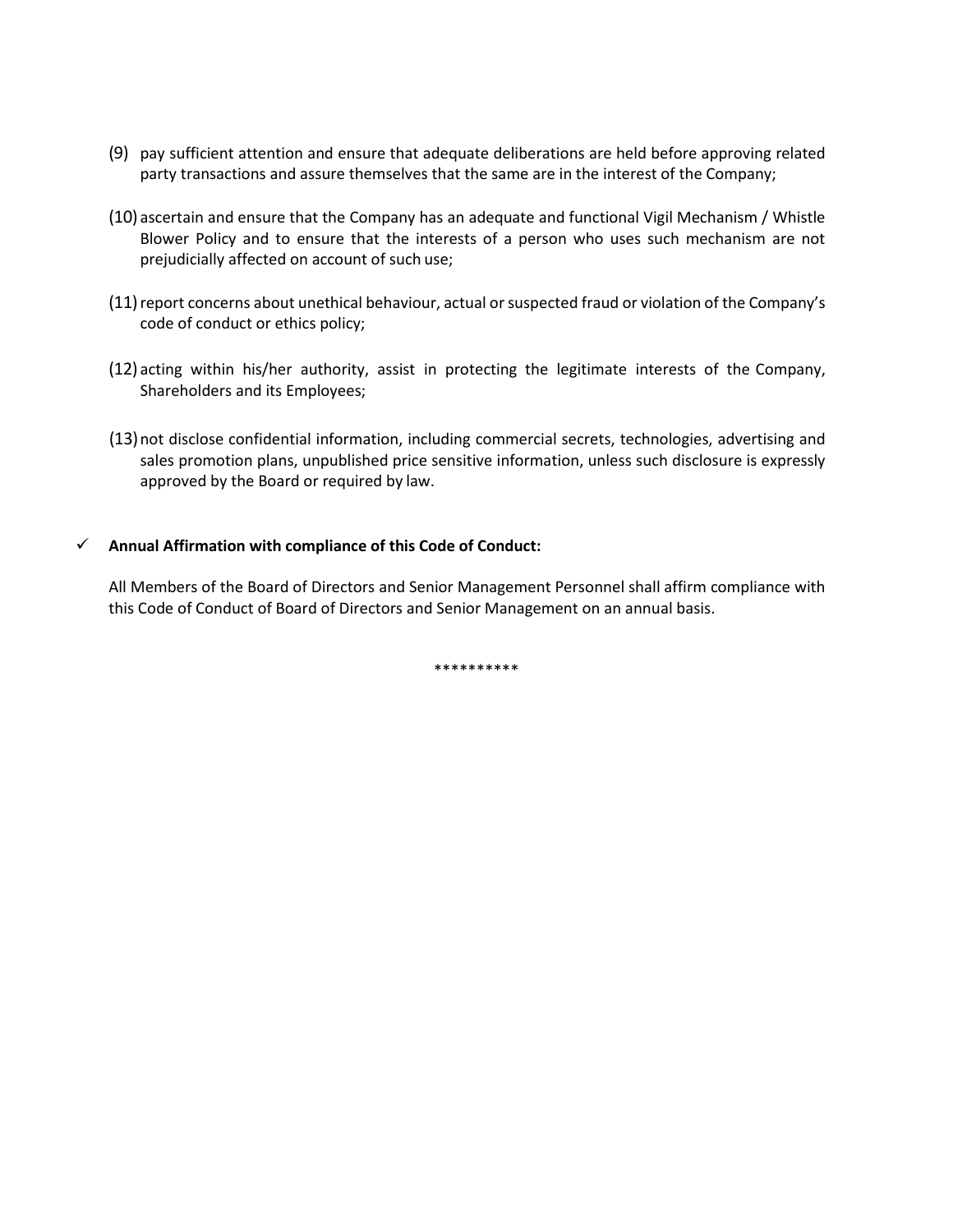(9) pay sufficient attention and ensure that adequate deliberations are held before approving related party transactions and assure themselves that the same are in the interest of the Company;

(10) ascertain and ensure that the Company has an adequate and functional Vigil Mechanism / Whistle Blower Policy and to ensure that the interests of a person who uses such mechanism are not prejudicially affected on account of such use;

(11) report concerns about unethical behaviour, actual or suspected fraud or violation of the Company's code of conduct or ethics policy;

(12) acting within his/her authority, assist in protecting the legitimate interests of the Company, Shareholders and its Employees;

(13) not disclose confidential information, including commercial secrets, technologies, advertising and sales promotion plans, unpublished price sensitive information, unless such disclosure is expressly approved by the Board or required by law.

✓ **Annual Affirmation with compliance of this Code of Conduct:**

All Members of the Board of Directors and Senior Management Personnel shall affirm compliance with this Code of Conduct of Board of Directors and Senior Management on an annual basis.

**********